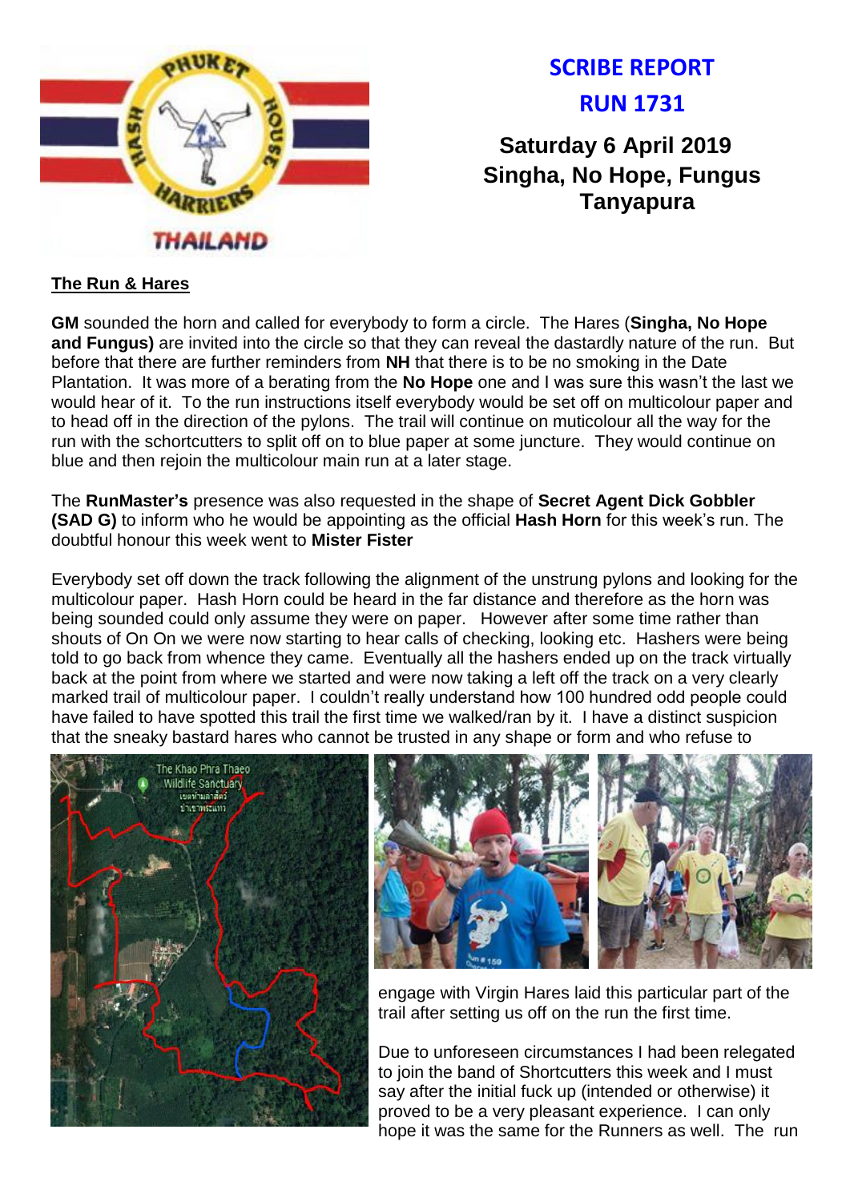# SCRIBE REPORT

# RUN 1731

## Saturday 6 April 2019

## Singha, No Hope, Fungus

## Tanyapura

### The Run & Hares

**GM** sounded the horn and called for everybody to form a circle. The Hares (**Singha, No Hope and Fungus)** are invited into the circle so that they can reveal the dastardly nature of the run. But before that there are further reminders from **NH** that there is to be no smoking in the Date Plantation. It was more of a berating from the **No Hope** one and I was sure this wasn't the last we would hear of it. To the run instructions itself everybody would be set off on multicolour paper and to head off in the direction of the pylons. The trail will continue on muticolour all the way for the run with the schortcutters to split off on to blue paper at some juncture. They would continue on blue and then rejoin the multicolour main run at a later stage.

The **RunMaster's** presence was also requested in the shape of **Secret Agent Dick Gobbler (SAD G)** to inform who he would be appointing as the official **Hash Horn** for this week's run. The doubtful honour this week went to **Mister Fister**

Everybody set off down the track following the alignment of the unstrung pylons and looking for the multicolour paper. Hash Horn could be heard in the far distance and therefore as the horn was being sounded could only assume they were on paper. However after some time rather than shouts of On On we were now starting to hear calls of checking, looking etc. Hashers were being told to go back from whence they came. Eventually all the hashers ended up on the track virtually back at the point from where we started and were now taking a left off the track on a very clearly marked trail of multicolour paper. I couldn't really understand how 100 hundred odd people could have failed to have spotted this trail the first time we walked/ran by it. I have a distinct suspicion that the sneaky bastard hares who cannot be trusted in any shape or form and who refuse to engage with Virgin Hares laid this particular part of the trail after setting us off on the run the first time.

Due to unforeseen circumstances I had been relegated to join the band of Shortcutters this week and I must say after the initial fuck up (intended or otherwise) it proved to be a very pleasant experience. I can only hope it was the same for the Runners as well. The run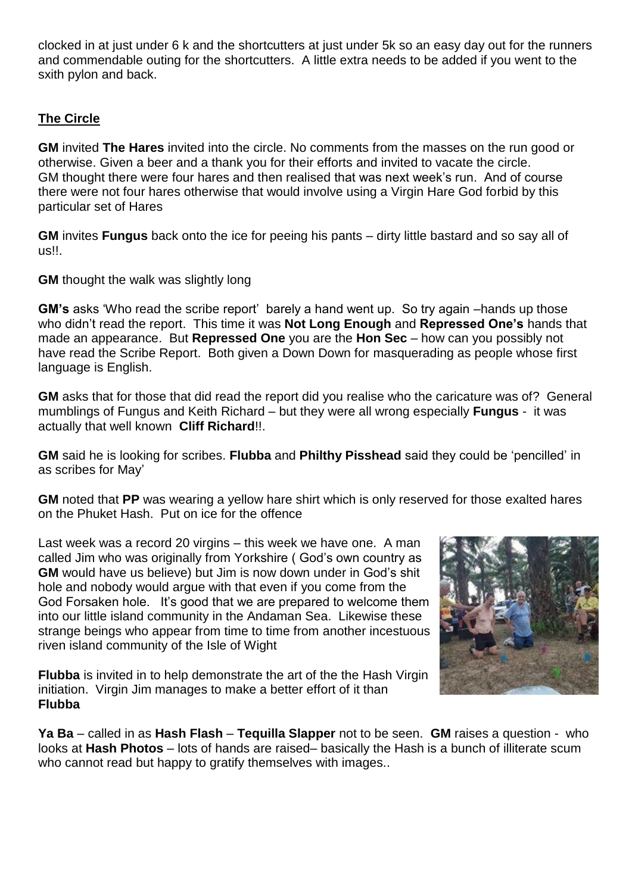clocked in at just under 6 k and the shortcutters at just under 5k so an easy day out for the runners and commendable outing for the shortcutters. A little extra needs to be added if you went to the sxith pylon and back.

## The Circle

**GM** invited **The Hares** invited into the circle. No comments from the masses on the run good or otherwise. Given a beer and a thank you for their efforts and invited to vacate the circle. GM thought there were four hares and then realised that was next week's run. And of course there were not four hares otherwise that would involve using a Virgin Hare God forbid by this particular set of Hares

**GM** invites **Fungus** back onto the ice for peeing his pants – dirty little bastard and so say all of us!!.

**GM** thought the walk was slightly long

**GM's** asks 'Who read the scribe report' barely a hand went up. So try again –hands up those who didn't read the report. This time it was **Not Long Enough** and **Repressed One's** hands that made an appearance. But **Repressed One** you are the **Hon Sec** – how can you possibly not have read the Scribe Report. Both given a Down Down for masquerading as people whose first language is English.

**GM** asks that for those that did read the report did you realise who the caricature was of? General mumblings of Fungus and Keith Richard – but they were all wrong especially **Fungus** - it was actually that well known **Cliff Richard**!!.

**GM** said he is looking for scribes. **Flubba** and **Philthy Pisshead** said they could be 'pencilled' in as scribes for May'

**GM** noted that **PP** was wearing a yellow hare shirt which is only reserved for those exalted hares on the Phuket Hash. Put on ice for the offence

Last week was a record 20 virgins – this week we have one. A man called Jim who was originally from Yorkshire ( God's own country as **GM** would have us believe) but Jim is now down under in God's shit hole and nobody would argue with that even if you come from the God Forsaken hole. It's good that we are prepared to welcome them into our little island community in the Andaman Sea. Likewise these strange beings who appear from time to time from another incestuous riven island community of the Isle of Wight

**Flubba** is invited in to help demonstrate the art of the the Hash Virgin initiation. Virgin Jim manages to make a better effort of it than **Flubba**

**Ya Ba** – called in as **Hash Flash** – **Tequilla Slapper** not to be seen. **GM** raises a question - who looks at **Hash Photos** – lots of hands are raised– basically the Hash is a bunch of illiterate scum who cannot read but happy to gratify themselves with images..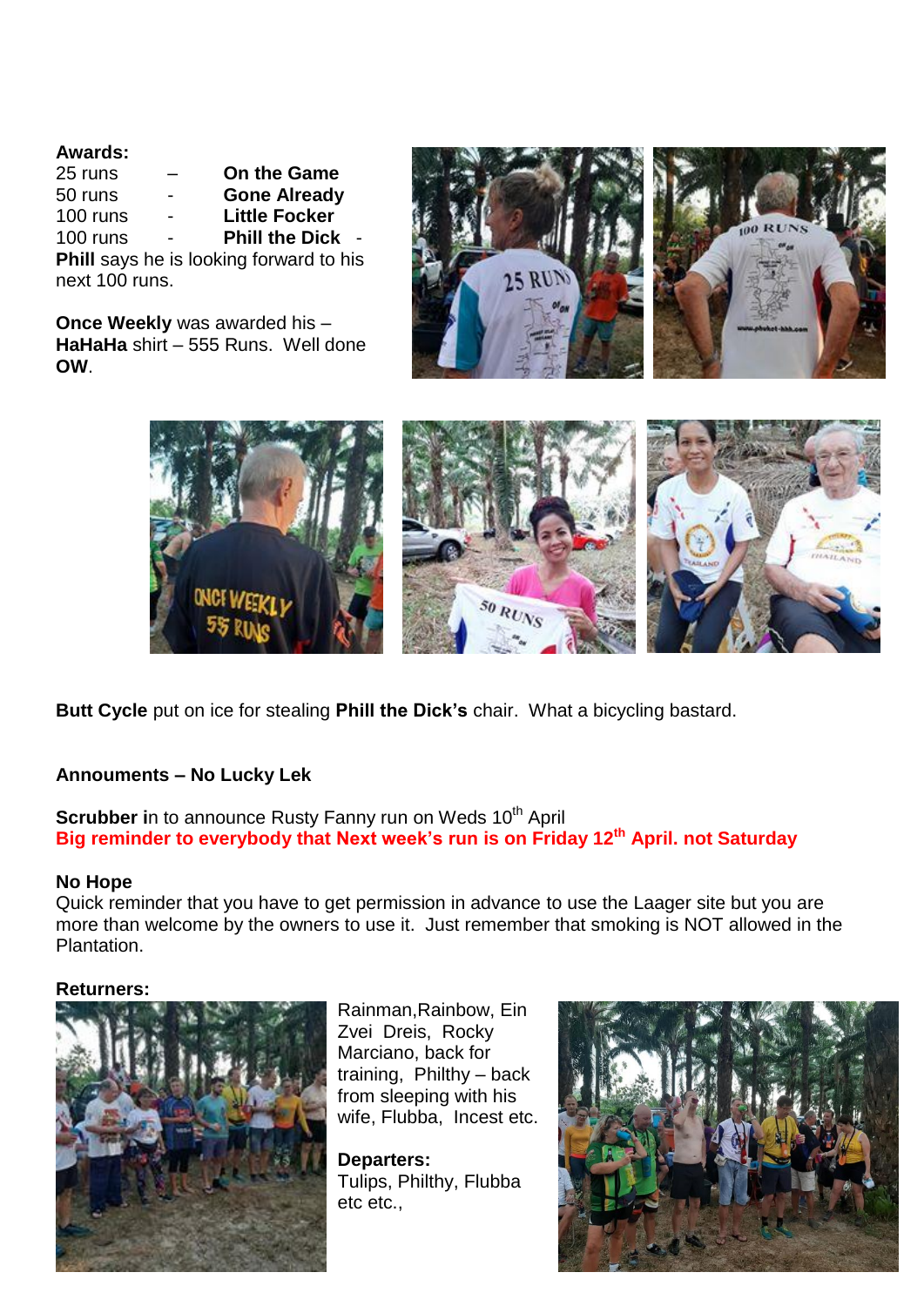**Awards:**

25 runs – **On the Game**
50 runs - **Gone Already**
100 runs - **Little Focker**
100 runs - **Phill the Dick** -

**Phill** says he is looking forward to his next 100 runs.

**Once Weekly** was awarded his – **HaHaHa** shirt – 555 Runs. Well done **OW**.

**Butt Cycle** put on ice for stealing **Phill the Dick's** chair. What a bicycling bastard.

**Announments – No Lucky Lek**

**Scrubber i**n to announce Rusty Fanny run on Weds 10th April

**Big reminder to everybody that Next week's run is on Friday 12th April. not Saturday**

**No Hope**

Quick reminder that you have to get permission in advance to use the Laager site but you are more than welcome by the owners to use it. Just remember that smoking is NOT allowed in the Plantation.

**Returners:**

Rainman,Rainbow, Ein Zvei Dreis, Rocky Marciano, back for training, Philthy – back from sleeping with his wife, Flubba, Incest etc.

**Departers:**

Tulips, Philthy, Flubba etc etc.,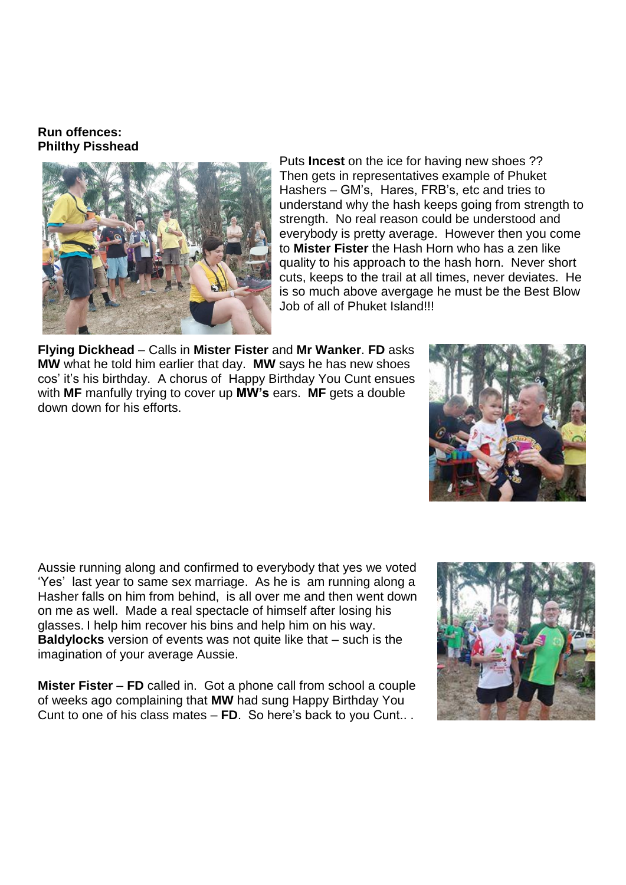**Run offences:**
**Philthy Pisshead**

Puts **Incest** on the ice for having new shoes ?? Then gets in representatives example of Phuket Hashers – GM's, Hares, FRB's, etc and tries to understand why the hash keeps going from strength to strength. No real reason could be understood and everybody is pretty average. However then you come to **Mister Fister** the Hash Horn who has a zen like quality to his approach to the hash horn. Never short cuts, keeps to the trail at all times, never deviates. He is so much above avergage he must be the Best Blow Job of all of Phuket Island!!!

**Flying Dickhead** – Calls in **Mister Fister** and **Mr Wanker**. **FD** asks **MW** what he told him earlier that day. **MW** says he has new shoes cos' it's his birthday. A chorus of Happy Birthday You Cunt ensues with **MF** manfully trying to cover up **MW's** ears. **MF** gets a double down down for his efforts.

Aussie running along and confirmed to everybody that yes we voted 'Yes' last year to same sex marriage. As he is am running along a Hasher falls on him from behind, is all over me and then went down on me as well. Made a real spectacle of himself after losing his glasses. I help him recover his bins and help him on his way. **Baldylocks** version of events was not quite like that – such is the imagination of your average Aussie.

**Mister Fister** – **FD** called in. Got a phone call from school a couple of weeks ago complaining that **MW** had sung Happy Birthday You Cunt to one of his class mates – **FD**. So here's back to you Cunt.. .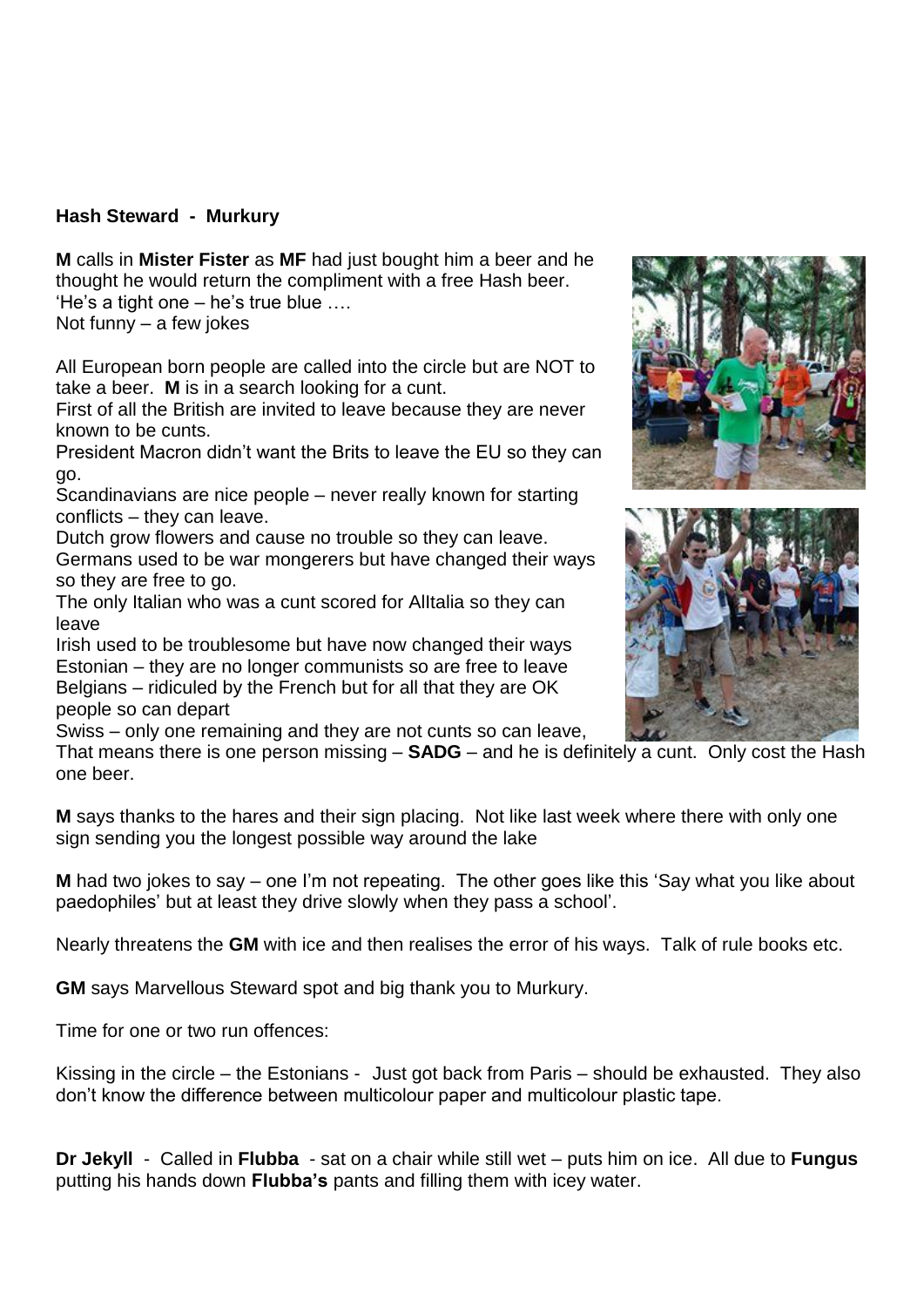**Hash Steward - Murkury**

**M** calls in **Mister Fister** as **MF** had just bought him a beer and he thought he would return the compliment with a free Hash beer.
'He's a tight one – he's true blue ….
Not funny – a few jokes

All European born people are called into the circle but are NOT to take a beer. **M** is in a search looking for a cunt.
First of all the British are invited to leave because they are never known to be cunts.
President Macron didn't want the Brits to leave the EU so they can go.
Scandinavians are nice people – never really known for starting conflicts – they can leave.
Dutch grow flowers and cause no trouble so they can leave.
Germans used to be war mongerers but have changed their ways so they are free to go.
The only Italian who was a cunt scored for AlItalia so they can leave
Irish used to be troublesome but have now changed their ways
Estonian – they are no longer communists so are free to leave
Belgians – ridiculed by the French but for all that they are OK people so can depart
Swiss – only one remaining and they are not cunts so can leave,
That means there is one person missing – **SADG** – and he is definitely a cunt. Only cost the Hash one beer.

**M** says thanks to the hares and their sign placing. Not like last week where there with only one sign sending you the longest possible way around the lake

**M** had two jokes to say – one I'm not repeating. The other goes like this 'Say what you like about paedophiles' but at least they drive slowly when they pass a school'.

Nearly threatens the **GM** with ice and then realises the error of his ways. Talk of rule books etc.

**GM** says Marvellous Steward spot and big thank you to Murkury.

Time for one or two run offences:

Kissing in the circle – the Estonians - Just got back from Paris – should be exhausted. They also don't know the difference between multicolour paper and multicolour plastic tape.

**Dr Jekyll** - Called in **Flubba** - sat on a chair while still wet – puts him on ice. All due to **Fungus** putting his hands down **Flubba's** pants and filling them with icey water.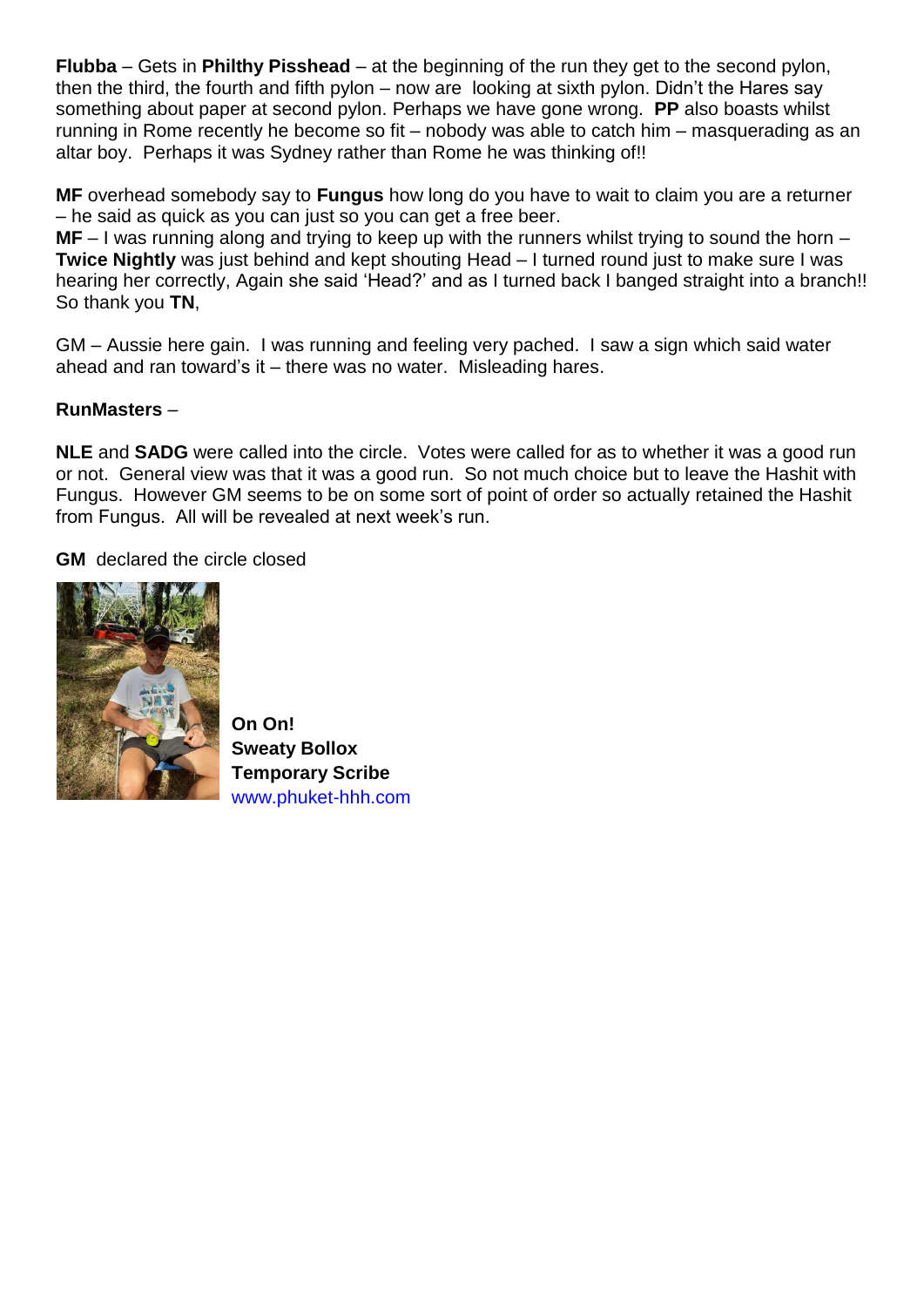**Flubba** – Gets in **Philthy Pisshead** – at the beginning of the run they get to the second pylon, then the third, the fourth and fifth pylon – now are  looking at sixth pylon. Didn't the Hares say something about paper at second pylon. Perhaps we have gone wrong.  **PP** also boasts whilst running in Rome recently he become so fit – nobody was able to catch him – masquerading as an altar boy.  Perhaps it was Sydney rather than Rome he was thinking of!!

**MF** overhead somebody say to **Fungus** how long do you have to wait to claim you are a returner – he said as quick as you can just so you can get a free beer.
**MF** – I was running along and trying to keep up with the runners whilst trying to sound the horn – **Twice Nightly** was just behind and kept shouting Head – I turned round just to make sure I was hearing her correctly, Again she said 'Head?' and as I turned back I banged straight into a branch!! So thank you **TN**,

GM – Aussie here gain.  I was running and feeling very pached.  I saw a sign which said water ahead and ran toward's it – there was no water.  Misleading hares.

**RunMasters** –

**NLE** and **SADG** were called into the circle.  Votes were called for as to whether it was a good run or not.  General view was that it was a good run.  So not much choice but to leave the Hashit with Fungus.  However GM seems to be on some sort of point of order so actually retained the Hashit from Fungus.  All will be revealed at next week's run.

**GM**  declared the circle closed

**On On!**
**Sweaty Bollox**
**Temporary Scribe**
www.phuket-hhh.com